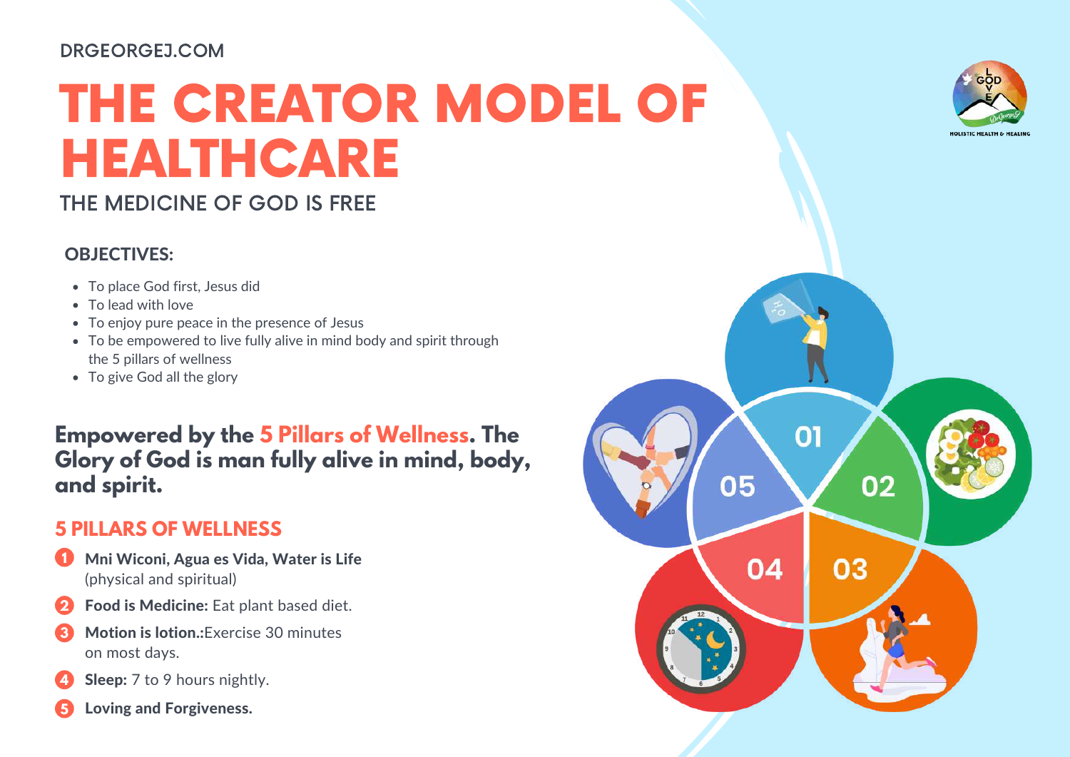DRGEORGEJ.COM

# THE CREATOR MODEL OF HEALTHCARE

## THE MEDICINE OF GOD IS FREE

### OBJECTIVES:

- To place God first, Jesus did
- To lead with love
- To enjoy pure peace in the presence of Jesus
- To be empowered to live fully alive in mind body and spirit through the 5 pillars of wellness
- To give God all the glory

**Empowered by the 5 Pillars of Wellness. The Glory of God is man fully alive in mind, body, and spirit.**

### 5 PILLARS OF WELLNESS

1. **Mni Wiconi, Agua es Vida, Water is Life** (physical and spiritual)
2. **Food is Medicine:** Eat plant based diet.
3. **Motion is lotion.:**Exercise 30 minutes on most days.
4. **Sleep:** 7 to 9 hours nightly.
5. **Loving and Forgiveness.**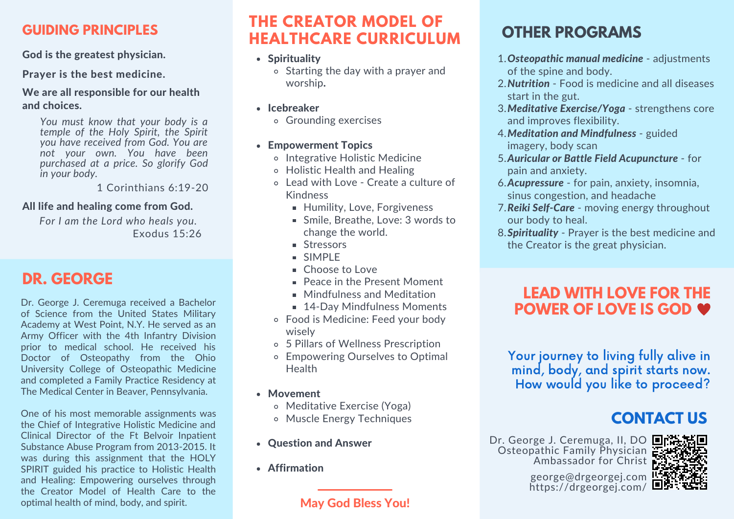## GUIDING PRINCIPLES

**God is the greatest physician.**

**Prayer is the best medicine.**

**We are all responsible for our health and choices.**

> *You must know that your body is a temple of the Holy Spirit, the Spirit you have received from God. You are not your own. You have been purchased at a price. So glorify God in your body.*
>
> 1 Corinthians 6:19-20

**All life and healing come from God.**

> *For I am the Lord who heals you.*
>
> Exodus 15:26

## DR. GEORGE

Dr. George J. Ceremuga received a Bachelor of Science from the United States Military Academy at West Point, N.Y. He served as an Army Officer with the 4th Infantry Division prior to medical school. He received his Doctor of Osteopathy from the Ohio University College of Osteopathic Medicine and completed a Family Practice Residency at The Medical Center in Beaver, Pennsylvania.

One of his most memorable assignments was the Chief of Integrative Holistic Medicine and Clinical Director of the Ft Belvoir Inpatient Substance Abuse Program from 2013-2015. It was during this assignment that the HOLY SPIRIT guided his practice to Holistic Health and Healing: Empowering ourselves through the Creator Model of Health Care to the optimal health of mind, body, and spirit.

## THE CREATOR MODEL OF HEALTHCARE CURRICULUM

- **Spirituality**
  - Starting the day with a prayer and worship.
- **Icebreaker**
  - Grounding exercises
- **Empowerment Topics**
  - Integrative Holistic Medicine
  - Holistic Health and Healing
  - Lead with Love - Create a culture of Kindness
    - Humility, Love, Forgiveness
    - Smile, Breathe, Love: 3 words to change the world.
    - Stressors
    - SIMPLE
    - Choose to Love
    - Peace in the Present Moment
    - Mindfulness and Meditation
    - 14-Day Mindfulness Moments
  - Food is Medicine: Feed your body wisely
  - 5 Pillars of Wellness Prescription
  - Empowering Ourselves to Optimal Health
- **Movement**
  - Meditative Exercise (Yoga)
  - Muscle Energy Techniques
- **Question and Answer**
- **Affirmation**

**May God Bless You!**

## OTHER PROGRAMS

1. ***Osteopathic manual medicine*** - adjustments of the spine and body.
2. ***Nutrition*** - Food is medicine and all diseases start in the gut.
3. ***Meditative Exercise/Yoga*** - strengthens core and improves flexibility.
4. ***Meditation and Mindfulness*** - guided imagery, body scan
5. ***Auricular or Battle Field Acupuncture*** - for pain and anxiety.
6. ***Acupressure*** - for pain, anxiety, insomnia, sinus congestion, and headache
7. ***Reiki Self-Care*** - moving energy throughout our body to heal.
8. ***Spirituality*** - Prayer is the best medicine and the Creator is the great physician.

## LEAD WITH LOVE FOR THE POWER OF LOVE IS GOD ♥

Your journey to living fully alive in mind, body, and spirit starts now. How would you like to proceed?

## CONTACT US

Dr. George J. Ceremuga, II, DO
Osteopathic Family Physician
Ambassador for Christ

george@drgeorgej.com
https://drgeorgej.com/